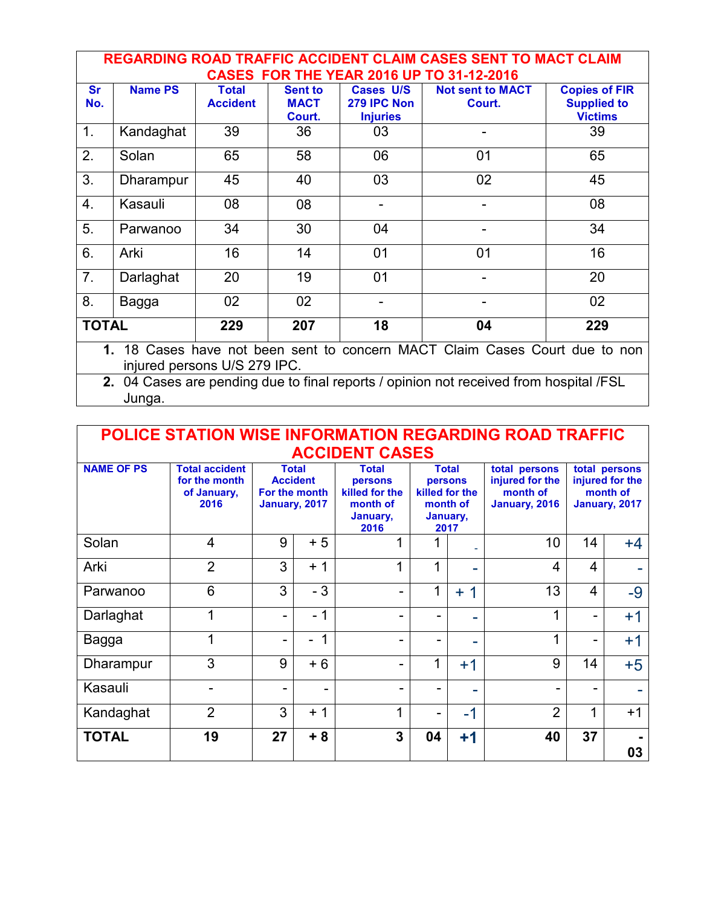## REGARDING ROAD TRAFFIC ACCIDENT CLAIM CASES SENT TO MACT CLAIM CASES FOR THE YEAR 2016 UP TO 31-12-2016

| Sr No. | Name PS | Total Accident | Sent to MACT Court. | Cases U/S 279 IPC Non Injuries | Not sent to MACT Court. | Copies of FIR Supplied to Victims |
|---|---|---|---|---|---|---|
| 1. | Kandaghat | 39 | 36 | 03 | - | 39 |
| 2. | Solan | 65 | 58 | 06 | 01 | 65 |
| 3. | Dharampur | 45 | 40 | 03 | 02 | 45 |
| 4. | Kasauli | 08 | 08 | - | - | 08 |
| 5. | Parwanoo | 34 | 30 | 04 | - | 34 |
| 6. | Arki | 16 | 14 | 01 | 01 | 16 |
| 7. | Darlaghat | 20 | 19 | 01 | - | 20 |
| 8. | Bagga | 02 | 02 | - | - | 02 |
| **TOTAL** | | **229** | **207** | **18** | **04** | **229** |

1. 18 Cases have not been sent to concern MACT Claim Cases Court due to non injured persons U/S 279 IPC.
2. 04 Cases are pending due to final reports / opinion not received from hospital /FSL Junga.

## POLICE STATION WISE INFORMATION REGARDING ROAD TRAFFIC ACCIDENT CASES

| NAME OF PS | Total accident for the month of January, 2016 | Total Accident For the month January, 2017 | | Total persons killed for the month of January, 2016 | Total persons killed for the month of January, 2017 | | total persons injured for the month of January, 2016 | total persons injured for the month of January, 2017 | |
|---|---|---|---|---|---|---|---|---|---|
| Solan | 4 | 9 | + 5 | 1 | 1 | - | 10 | 14 | +4 |
| Arki | 2 | 3 | + 1 | 1 | 1 | - | 4 | 4 | - |
| Parwanoo | 6 | 3 | - 3 | - | 1 | + 1 | 13 | 4 | -9 |
| Darlaghat | 1 | - | - 1 | - | - | - | 1 | - | +1 |
| Bagga | 1 | - | - 1 | - | - | - | 1 | - | +1 |
| Dharampur | 3 | 9 | + 6 | - | 1 | +1 | 9 | 14 | +5 |
| Kasauli | - | - | - | - | - | - | - | - | - |
| Kandaghat | 2 | 3 | + 1 | 1 | - | -1 | 2 | 1 | +1 |
| **TOTAL** | **19** | **27** | **+ 8** | **3** | **04** | **+1** | **40** | **37** | **- 03** |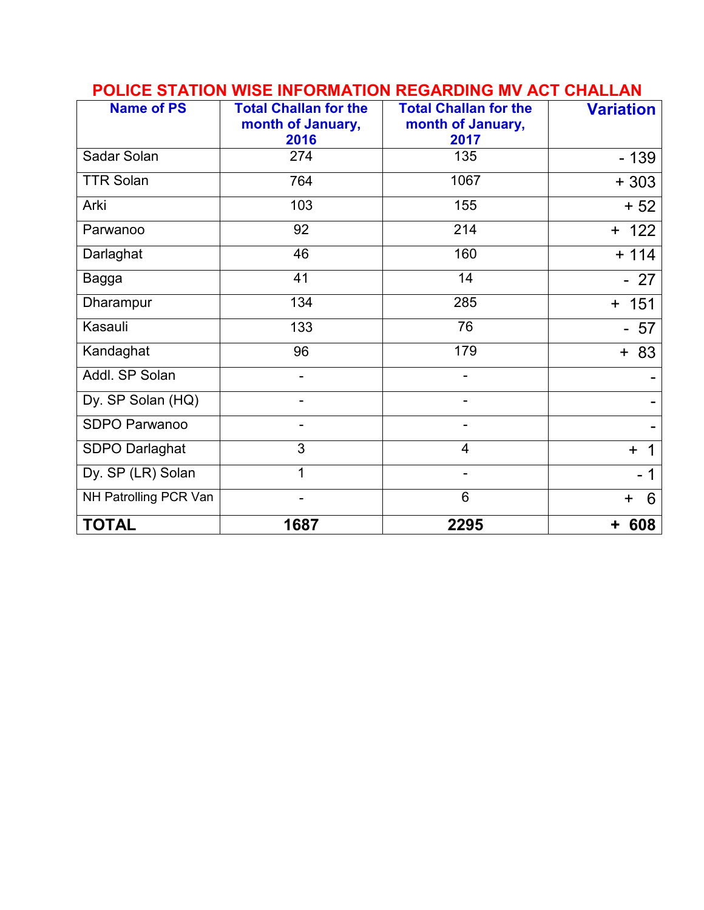## POLICE STATION WISE INFORMATION REGARDING MV ACT CHALLAN

| Name of PS | Total Challan for the month of January, 2016 | Total Challan for the month of January, 2017 | Variation |
|---|---|---|---|
| Sadar Solan | 274 | 135 | - 139 |
| TTR Solan | 764 | 1067 | + 303 |
| Arki | 103 | 155 | + 52 |
| Parwanoo | 92 | 214 | + 122 |
| Darlaghat | 46 | 160 | + 114 |
| Bagga | 41 | 14 | - 27 |
| Dharampur | 134 | 285 | + 151 |
| Kasauli | 133 | 76 | - 57 |
| Kandaghat | 96 | 179 | + 83 |
| Addl. SP Solan | - | - | - |
| Dy. SP Solan (HQ) | - | - | - |
| SDPO Parwanoo | - | - | - |
| SDPO Darlaghat | 3 | 4 | + 1 |
| Dy. SP (LR) Solan | 1 | - | - 1 |
| NH Patrolling PCR Van | - | 6 | + 6 |
| **TOTAL** | **1687** | **2295** | **+ 608** |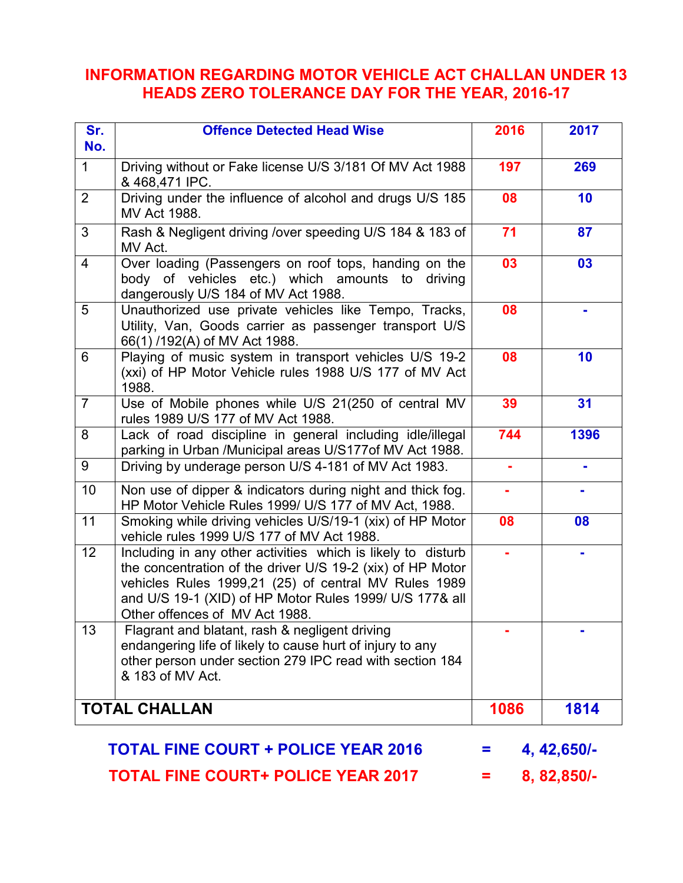# INFORMATION REGARDING MOTOR VEHICLE ACT CHALLAN UNDER 13 HEADS ZERO TOLERANCE DAY FOR THE YEAR, 2016-17

| Sr. No. | Offence Detected Head Wise | 2016 | 2017 |
|---|---|---|---|
| 1 | Driving without or Fake license U/S 3/181 Of MV Act 1988 & 468,471 IPC. | 197 | 269 |
| 2 | Driving under the influence of alcohol and drugs U/S 185 MV Act 1988. | 08 | 10 |
| 3 | Rash & Negligent driving /over speeding U/S 184 & 183 of MV Act. | 71 | 87 |
| 4 | Over loading (Passengers on roof tops, handing on the body of vehicles etc.) which amounts to driving dangerously U/S 184 of MV Act 1988. | 03 | 03 |
| 5 | Unauthorized use private vehicles like Tempo, Tracks, Utility, Van, Goods carrier as passenger transport U/S 66(1) /192(A) of MV Act 1988. | 08 | - |
| 6 | Playing of music system in transport vehicles U/S 19-2 (xxi) of HP Motor Vehicle rules 1988 U/S 177 of MV Act 1988. | 08 | 10 |
| 7 | Use of Mobile phones while U/S 21(250 of central MV rules 1989 U/S 177 of MV Act 1988. | 39 | 31 |
| 8 | Lack of road discipline in general including idle/illegal parking in Urban /Municipal areas U/S177of MV Act 1988. | 744 | 1396 |
| 9 | Driving by underage person U/S 4-181 of MV Act 1983. | - | - |
| 10 | Non use of dipper & indicators during night and thick fog. HP Motor Vehicle Rules 1999/ U/S 177 of MV Act, 1988. | - | - |
| 11 | Smoking while driving vehicles U/S/19-1 (xix) of HP Motor vehicle rules 1999 U/S 177 of MV Act 1988. | 08 | 08 |
| 12 | Including in any other activities which is likely to disturb the concentration of the driver U/S 19-2 (xix) of HP Motor vehicles Rules 1999,21 (25) of central MV Rules 1989 and U/S 19-1 (XID) of HP Motor Rules 1999/ U/S 177& all Other offences of MV Act 1988. | - | - |
| 13 | Flagrant and blatant, rash & negligent driving endangering life of likely to cause hurt of injury to any other person under section 279 IPC read with section 184 & 183 of MV Act. | - | - |
| **TOTAL CHALLAN** | | **1086** | **1814** |

**TOTAL FINE COURT + POLICE YEAR 2016 = 4, 42,650/-**

**TOTAL FINE COURT+ POLICE YEAR 2017 = 8, 82,850/-**